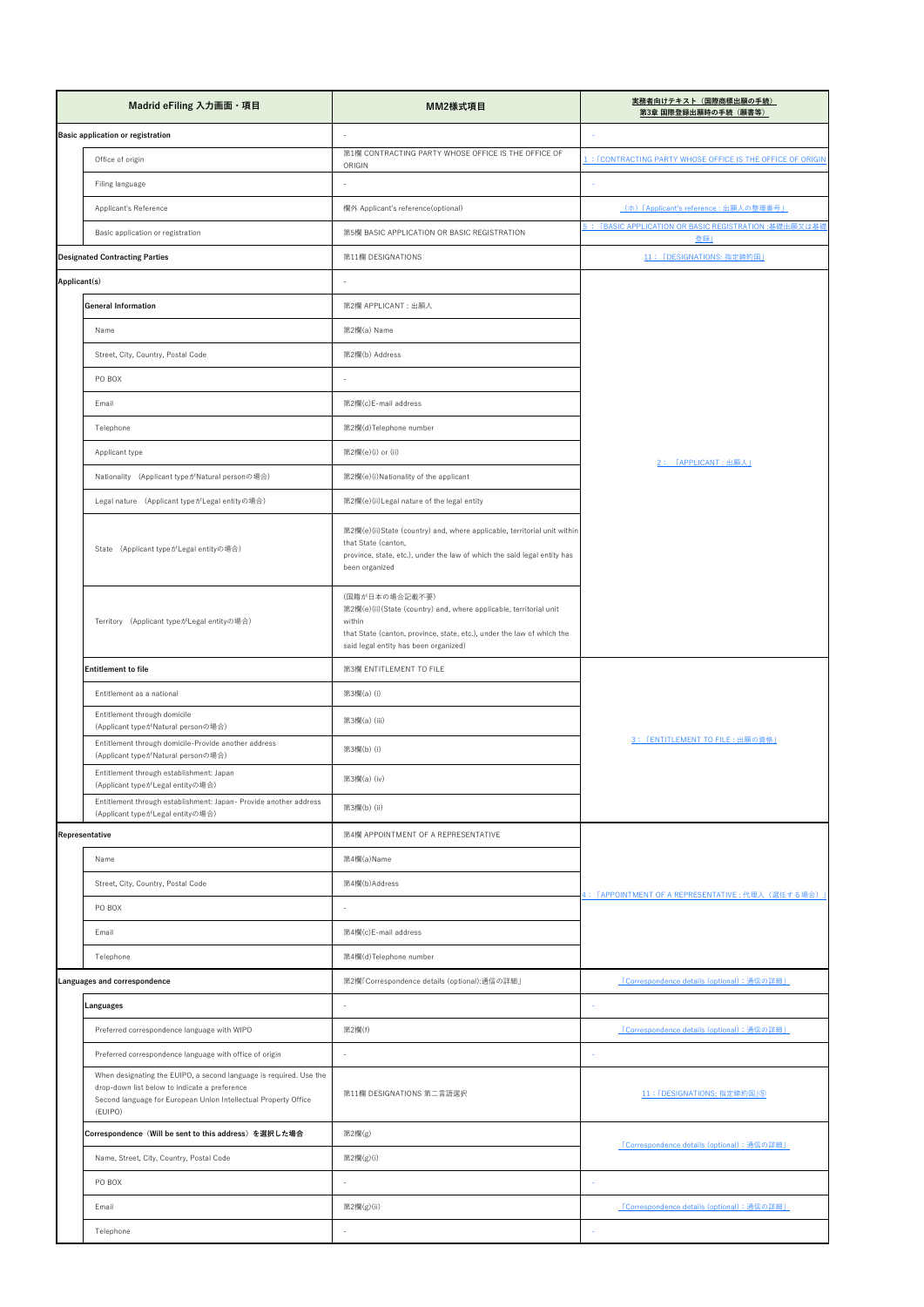| Madrid eFiling 入力画面・項目 | | MM2様式項目 | 実務者向けテキスト（国際商標出願の手続）第3章 国際登録出願時の手続（願書等） |
|---|---|---|---|
| **Basic application or registration** | | - | - |
| | Office of origin | 第1欄 CONTRACTING PARTY WHOSE OFFICE IS THE OFFICE OF ORIGIN | 1：「CONTRACTING PARTY WHOSE OFFICE IS THE OFFICE OF ORIGIN |
| | Filing language | - | - |
| | Applicant's Reference | 欄外 Applicant's reference(optional) | （ホ）「Applicant's reference：出願人の整理番号」 |
| | Basic application or registration | 第5欄 BASIC APPLICATION OR BASIC REGISTRATION | 5：「BASIC APPLICATION OR BASIC REGISTRATION :基礎出願又は基礎登録」 |
| **Designated Contracting Parties** | | 第11欄 DESIGNATIONS | 11：「DESIGNATIONS: 指定締約国」 |
| **Applicant(s)** | | - | 2：「APPLICANT：出願人」 |
| | **General Information** | 第2欄 APPLICANT：出願人 | |
| | Name | 第2欄(a) Name | |
| | Street, City, Country, Postal Code | 第2欄(b) Address | |
| | PO BOX | - | |
| | Email | 第2欄(c)E-mail address | |
| | Telephone | 第2欄(d)Telephone number | |
| | Applicant type | 第2欄(e)(i) or (ii) | |
| | Nationality （Applicant typeがNatural personの場合） | 第2欄(e)(i)Nationality of the applicant | |
| | Legal nature （Applicant typeがLegal entityの場合） | 第2欄(e)(ii)Legal nature of the legal entity | |
| | State （Applicant typeがLegal entityの場合） | 第2欄(e)(ii)State (country) and, where applicable, territorial unit within that State (canton, province, state, etc.), under the law of which the said legal entity has been organized | |
| | Territory （Applicant typeがLegal entityの場合） | (国籍が日本の場合記載不要) 第2欄(e)(ii)(State (country) and, where applicable, territorial unit within that State (canton, province, state, etc.), under the law of which the said legal entity has been organized) | |
| | **Entitlement to file** | 第3欄 ENTITLEMENT TO FILE | 3：「ENTITLEMENT TO FILE：出願の資格」 |
| | Entitlement as a national | 第3欄(a) (i) | |
| | Entitlement through domicile (Applicant typeがNatural personの場合) | 第3欄(a) (iii) | |
| | Entitlement through domicile-Provide another address (Applicant typeがNatural personの場合) | 第3欄(b) (i) | |
| | Entitlement through establishment: Japan (Applicant typeがLegal entityの場合) | 第3欄(a) (iv) | |
| | Entitlement through establishment: Japan- Provide another address (Applicant typeがLegal entityの場合) | 第3欄(b) (ii) | |
| **Representative** | | 第4欄 APPOINTMENT OF A REPRESENTATIVE | 4：「APPOINTMENT OF A REPRESENTATIVE：代理人（選任する場合）」 |
| | Name | 第4欄(a)Name | |
| | Street, City, Country, Postal Code | 第4欄(b)Address | |
| | PO BOX | - | |
| | Email | 第4欄(c)E-mail address | |
| | Telephone | 第4欄(d)Telephone number | |
| **Languages and correspondence** | | 第2欄「Correspondence details (optional):通信の詳細」 | 「Correspondence details (optional)：通信の詳細」 |
| | **Languages** | - | - |
| | Preferred correspondence language with WIPO | 第2欄(f) | 「Correspondence details (optional)：通信の詳細」 |
| | Preferred correspondence language with office of origin | - | - |
| | When designating the EUIPO, a second language is required. Use the drop-down list below to indicate a preference Second language for European Union Intellectual Property Office (EUIPO) | 第11欄 DESIGNATIONS 第二言語選択 | 11：「DESIGNATIONS: 指定締約国」⑤ |
| | **Correspondence（Will be sent to this address）を選択した場合** | 第2欄(g) | 「Correspondence details (optional)：通信の詳細」 |
| | Name, Street, City, Country, Postal Code | 第2欄(g)(i) | |
| | PO BOX | - | - |
| | Email | 第2欄(g)(ii) | 「Correspondence details (optional)：通信の詳細」 |
| | Telephone | - | - |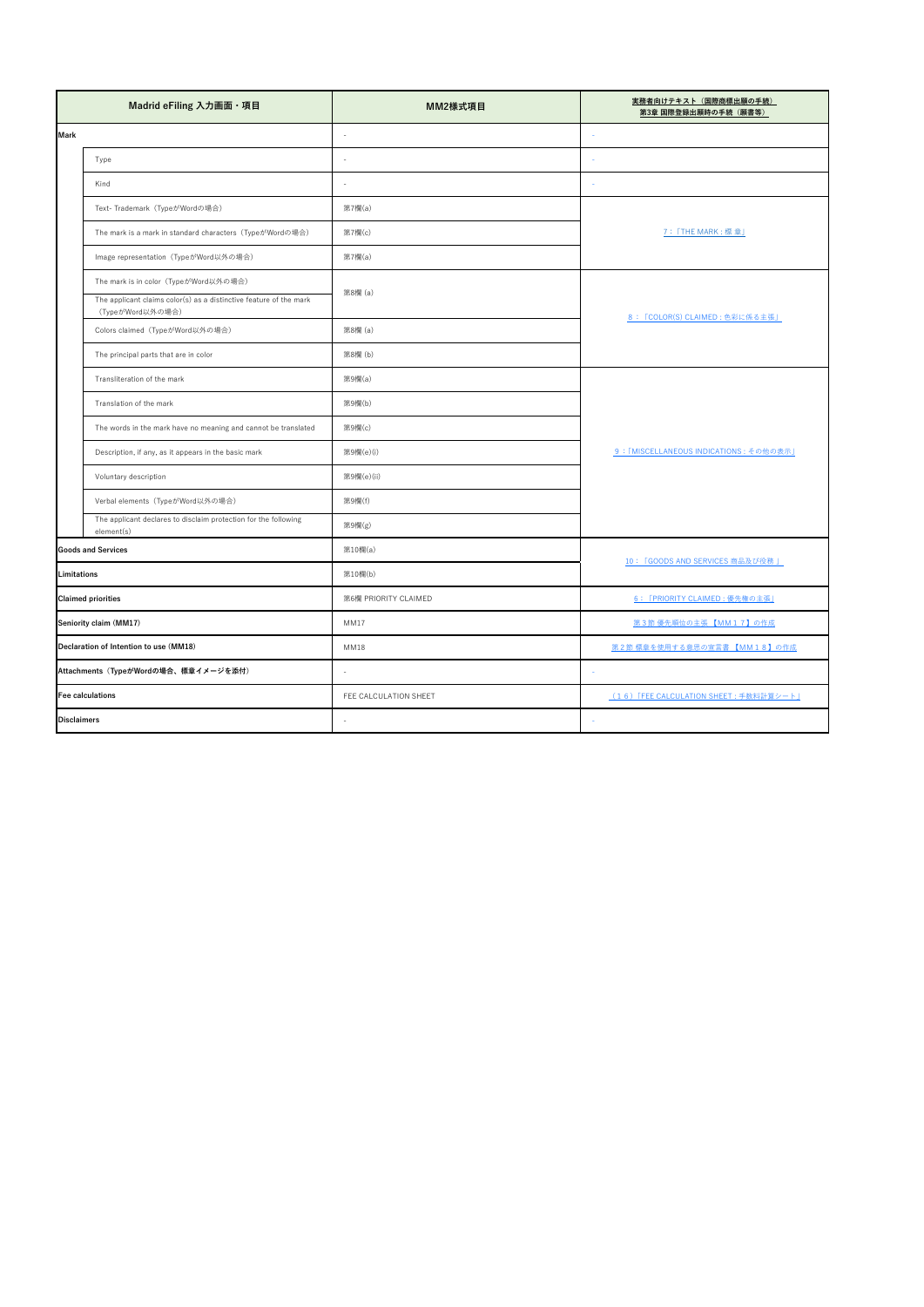| Madrid eFiling 入力画面・項目 | | MM2様式項目 | 実務者向けテキスト（国際商標出願の手続）<br>第3章 国際登録出願時の手続（願書等） |
|---|---|---|---|
| Mark | | - | - |
| | Type | - | - |
| | Kind | - | - |
| | Text- Trademark（TypeがWordの場合） | 第7欄(a) | 7：「THE MARK：標 章」 |
| | The mark is a mark in standard characters（TypeがWordの場合） | 第7欄(c) | |
| | Image representation（TypeがWord以外の場合） | 第7欄(a) | |
| | The mark is in color（TypeがWord以外の場合） | 第8欄 (a) | 8：「COLOR(S) CLAIMED：色彩に係る主張」 |
| | The applicant claims color(s) as a distinctive feature of the mark（TypeがWord以外の場合） | | |
| | Colors claimed（TypeがWord以外の場合） | 第8欄 (a) | |
| | The principal parts that are in color | 第8欄 (b) | |
| | Transliteration of the mark | 第9欄(a) | 9：「MISCELLANEOUS INDICATIONS：その他の表示」 |
| | Translation of the mark | 第9欄(b) | |
| | The words in the mark have no meaning and cannot be translated | 第9欄(c) | |
| | Description, if any, as it appears in the basic mark | 第9欄(e)(i) | |
| | Voluntary description | 第9欄(e)(ii) | |
| | Verbal elements（TypeがWord以外の場合） | 第9欄(f) | |
| | The applicant declares to disclaim protection for the following element(s) | 第9欄(g) | |
| Goods and Services | | 第10欄(a) | 10：「GOODS AND SERVICES 商品及び役務」 |
| Limitations | | 第10欄(b) | |
| Claimed priorities | | 第6欄 PRIORITY CLAIMED | 6：「PRIORITY CLAIMED：優先権の主張」 |
| Seniority claim (MM17) | | MM17 | 第３節 優先順位の主張 【ＭＭ１７】の作成 |
| Declaration of Intention to use (MM18) | | MM18 | 第２節 標章を使用する意思の宣言書 【ＭＭ１８】の作成 |
| Attachments（TypeがWordの場合、標章イメージを添付） | | - | - |
| Fee calculations | | FEE CALCULATION SHEET | （１６）「FEE CALCULATION SHEET：手数料計算シート」 |
| Disclaimers | | - | - |